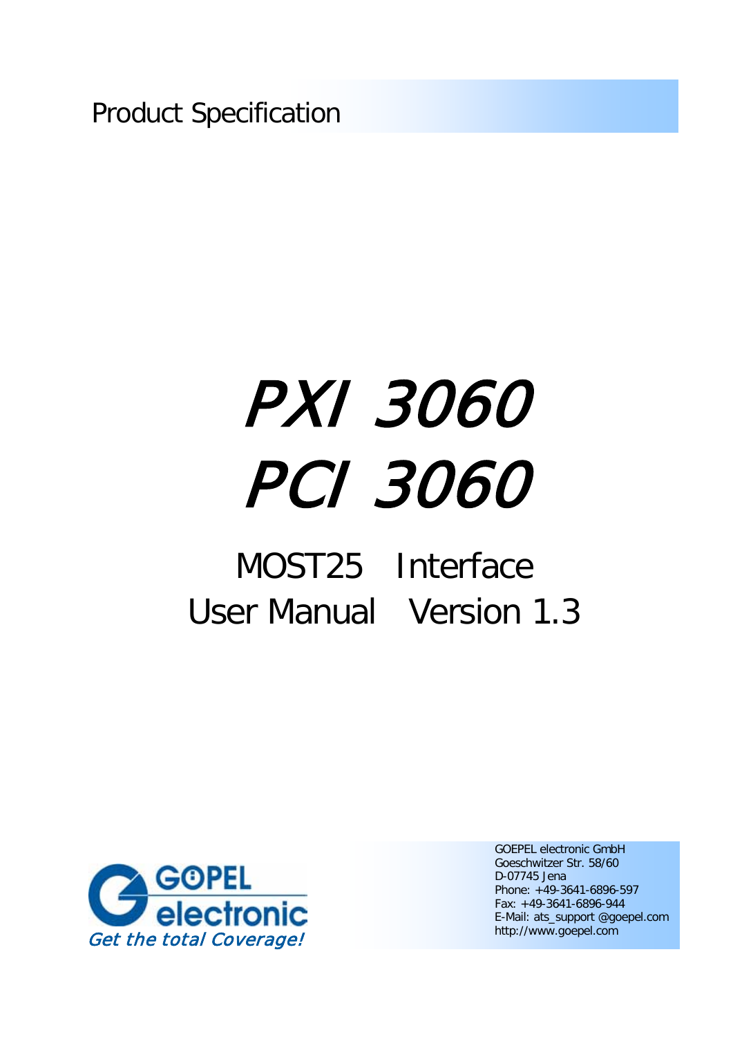Product Specification

# PXI 3060
# PCI 3060

## MOST25 Interface
## User Manual Version 1.3

GOPEL electronic

*Get the total Coverage!*

GOEPEL electronic GmbH
Goeschwitzer Str. 58/60
D-07745 Jena
Phone: +49-3641-6896-597
Fax: +49-3641-6896-944
E-Mail: ats_support @goepel.com
http://www.goepel.com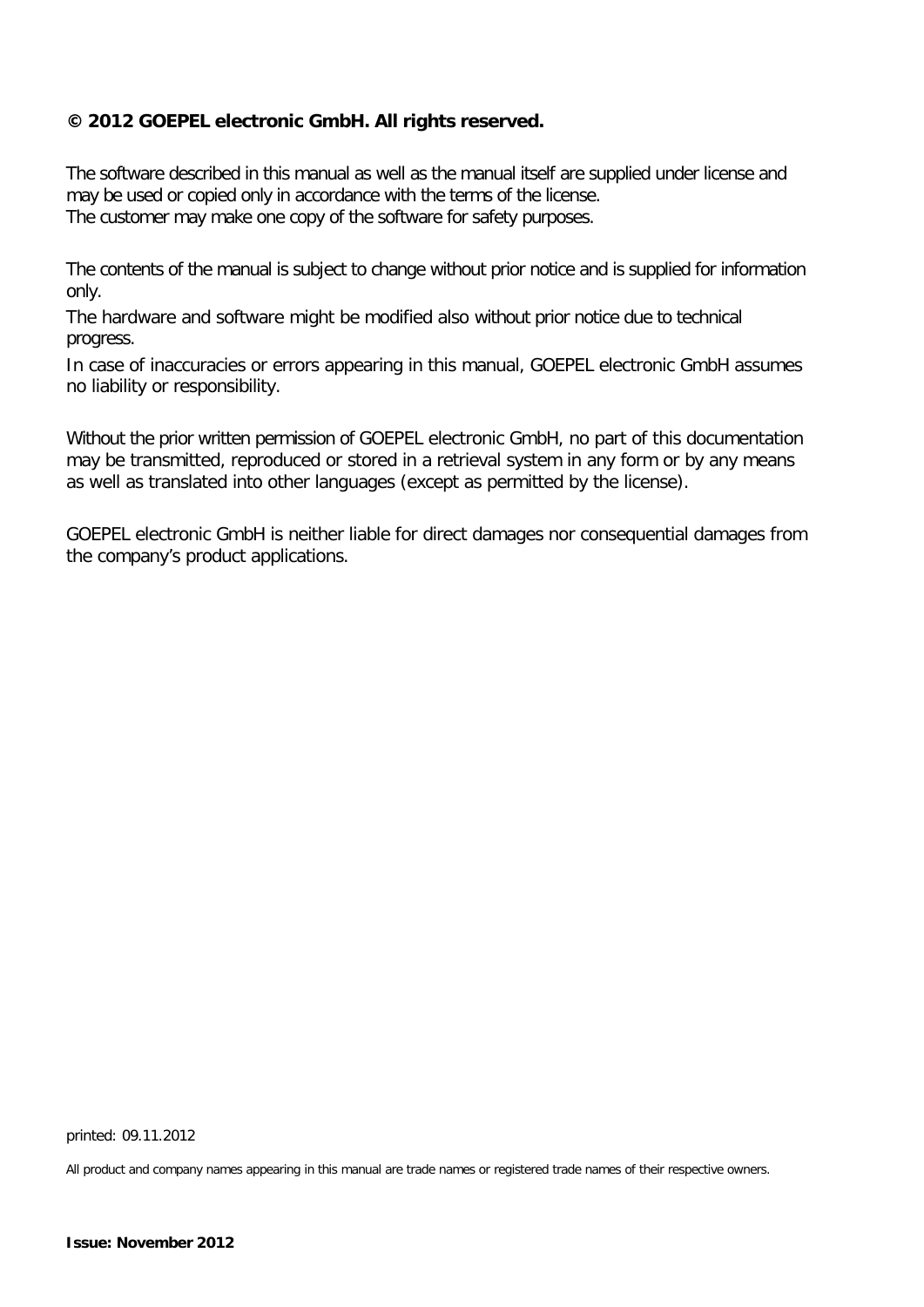**© 2012 GOEPEL electronic GmbH. All rights reserved.**

The software described in this manual as well as the manual itself are supplied under license and may be used or copied only in accordance with the terms of the license.
The customer may make one copy of the software for safety purposes.

The contents of the manual is subject to change without prior notice and is supplied for information only.

The hardware and software might be modified also without prior notice due to technical progress.

In case of inaccuracies or errors appearing in this manual, GOEPEL electronic GmbH assumes no liability or responsibility.

Without the prior written permission of GOEPEL electronic GmbH, no part of this documentation may be transmitted, reproduced or stored in a retrieval system in any form or by any means as well as translated into other languages (except as permitted by the license).

GOEPEL electronic GmbH is neither liable for direct damages nor consequential damages from the company's product applications.

printed: 09.11.2012

All product and company names appearing in this manual are trade names or registered trade names of their respective owners.

**Issue: November 2012**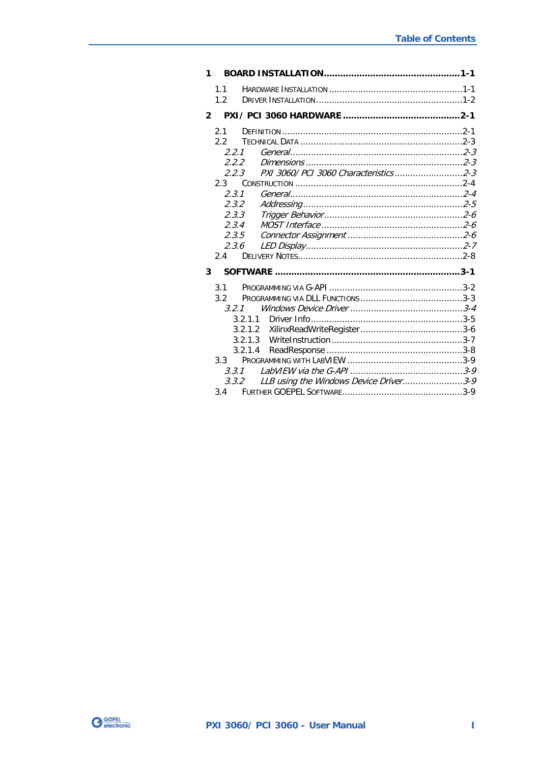# Table of Contents

**1 BOARD INSTALLATION .................................................. 1-1**

- 1.1 HARDWARE INSTALLATION ................................................... 1-1
- 1.2 DRIVER INSTALLATION ........................................................ 1-2

**2 PXI/ PCI 3060 HARDWARE .......................................... 2-1**

- 2.1 DEFINITION ......................................................................... 2-1
- 2.2 TECHNICAL DATA .............................................................. 2-3
  - *2.2.1 General ................................................................... 2-3*
  - *2.2.2 Dimensions ............................................................ 2-3*
  - *2.2.3 PXI 3060/ PCI 3060 Characteristics .......................... 2-3*
- 2.3 CONSTRUCTION ................................................................ 2-4
  - *2.3.1 General ................................................................... 2-4*
  - *2.3.2 Addressing ............................................................. 2-5*
  - *2.3.3 Trigger Behavior ..................................................... 2-6*
  - *2.3.4 MOST Interface ...................................................... 2-6*
  - *2.3.5 Connector Assignment ............................................ 2-6*
  - *2.3.6 LED Display ............................................................ 2-7*
- 2.4 DELIVERY NOTES ............................................................... 2-8

**3 SOFTWARE ..................................................................... 3-1**

- 3.1 PROGRAMMING VIA G-API ................................................... 3-2
- 3.2 PROGRAMMING VIA DLL FUNCTIONS ....................................... 3-3
  - *3.2.1 Windows Device Driver ........................................... 3-4*
    - 3.2.1.1 Driver Info .......................................................... 3-5
    - 3.2.1.2 XilinxReadWriteRegister ....................................... 3-6
    - 3.2.1.3 WriteInstruction .................................................. 3-7
    - 3.2.1.4 ReadResponse .................................................... 3-8
- 3.3 PROGRAMMING WITH LABVIEW ............................................ 3-9
  - *3.3.1 LabVIEW via the G-API ........................................... 3-9*
  - *3.3.2 LLB using the Windows Device Driver ....................... 3-9*
- 3.4 FURTHER GOEPEL SOFTWARE .............................................. 3-9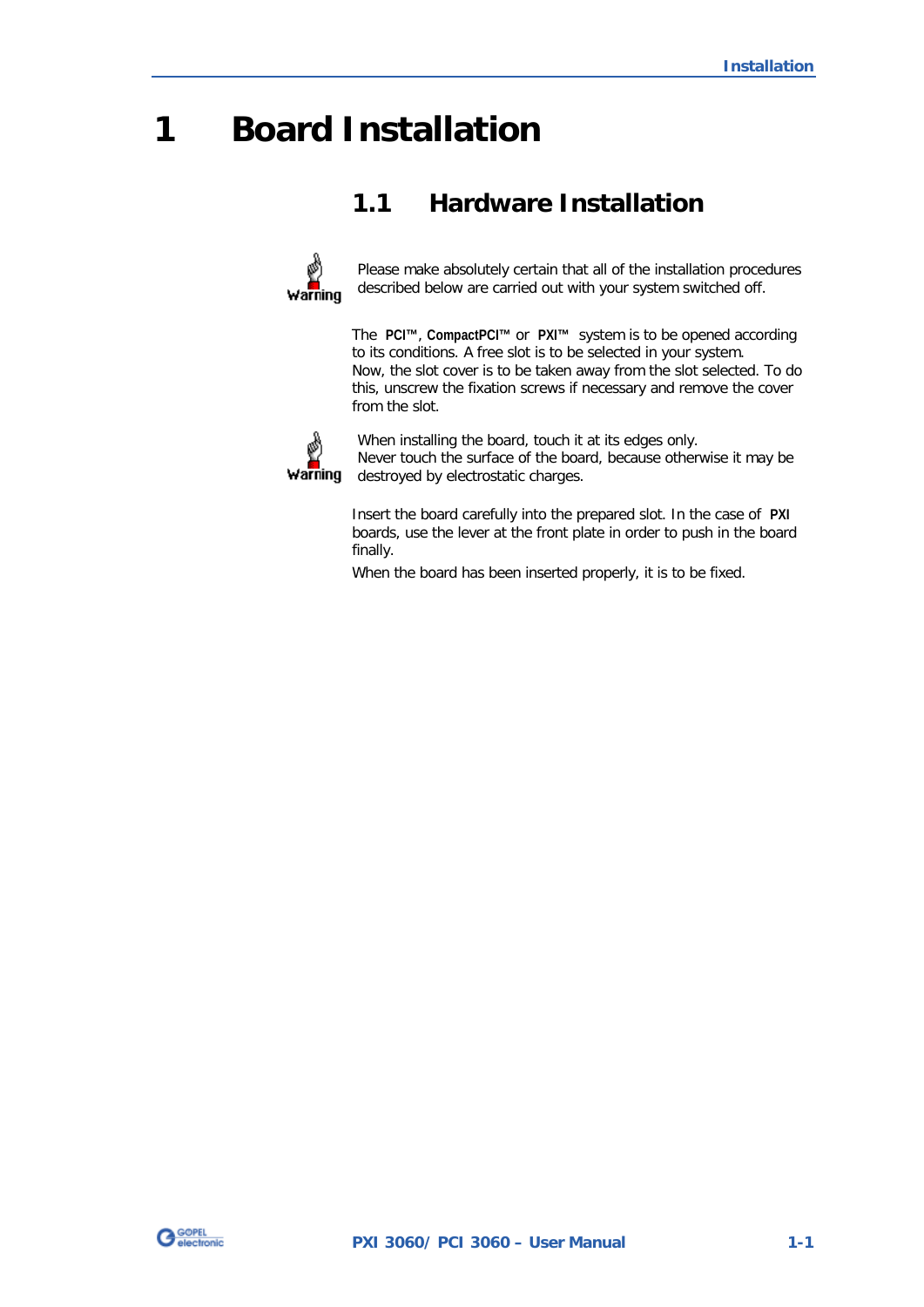# 1 Board Installation

## 1.1 Hardware Installation

**Warning**

Please make absolutely certain that all of the installation procedures described below are carried out with your system switched off.

The **PCI™**, **CompactPCI™** or **PXI™** system is to be opened according to its conditions. A free slot is to be selected in your system.
Now, the slot cover is to be taken away from the slot selected. To do this, unscrew the fixation screws if necessary and remove the cover from the slot.

**Warning**

When installing the board, touch it at its edges only.
Never touch the surface of the board, because otherwise it may be destroyed by electrostatic charges.

Insert the board carefully into the prepared slot. In the case of **PXI** boards, use the lever at the front plate in order to push in the board finally.

When the board has been inserted properly, it is to be fixed.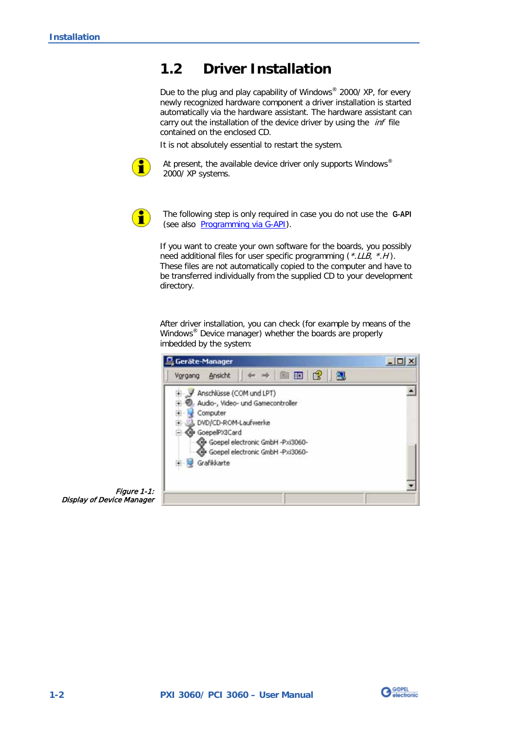## 1.2 Driver Installation

Due to the plug and play capability of Windows® 2000/ XP, for every newly recognized hardware component a driver installation is started automatically via the hardware assistant. The hardware assistant can carry out the installation of the device driver by using the *inf* file contained on the enclosed CD.

It is not absolutely essential to restart the system.

At present, the available device driver only supports Windows® 2000/ XP systems.

The following step is only required in case you do not use the **G-API** (see also Programming via G-API).

If you want to create your own software for the boards, you possibly need additional files for user specific programming (*\*.LLB*, *\*.H*). These files are not automatically copied to the computer and have to be transferred individually from the supplied CD to your development directory.

After driver installation, you can check (for example by means of the Windows® Device manager) whether the boards are properly imbedded by the system:

*Figure 1-1: Display of Device Manager*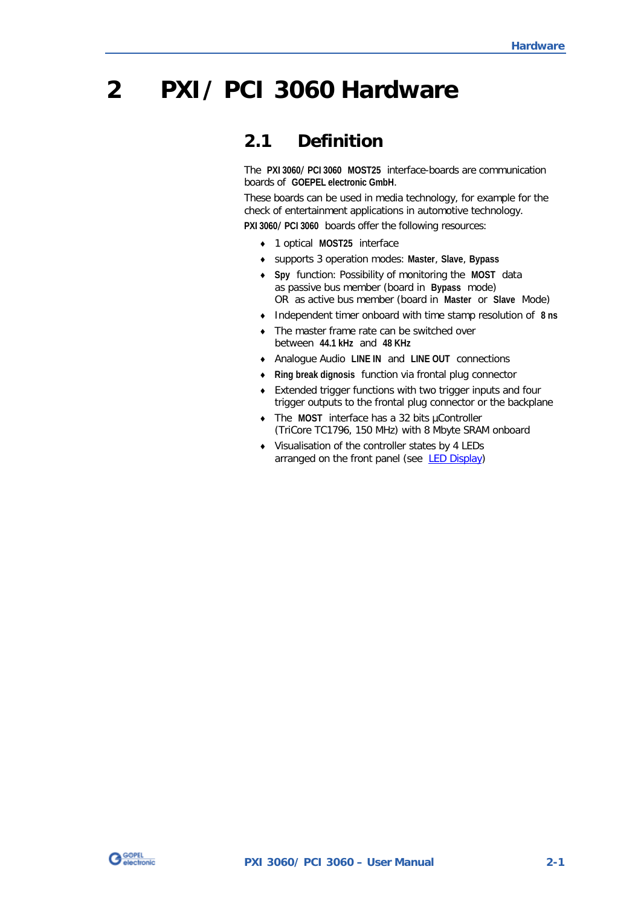# 2 PXI / PCI 3060 Hardware

## 2.1 Definition

The **PXI 3060/ PCI 3060 MOST25** interface-boards are communication boards of **GOEPEL electronic GmbH**.

These boards can be used in media technology, for example for the check of entertainment applications in automotive technology.

**PXI 3060/ PCI 3060** boards offer the following resources:

- 1 optical **MOST25** interface
- supports 3 operation modes: **Master**, **Slave**, **Bypass**
- **Spy** function: Possibility of monitoring the **MOST** data as passive bus member (board in **Bypass** mode) OR as active bus member (board in **Master** or **Slave** Mode)
- Independent timer onboard with time stamp resolution of **8 ns**
- The master frame rate can be switched over between **44.1 kHz** and **48 KHz**
- Analogue Audio **LINE IN** and **LINE OUT** connections
- **Ring break dignosis** function via frontal plug connector
- Extended trigger functions with two trigger inputs and four trigger outputs to the frontal plug connector or the backplane
- The **MOST** interface has a 32 bits µController (TriCore TC1796, 150 MHz) with 8 Mbyte SRAM onboard
- Visualisation of the controller states by 4 LEDs arranged on the front panel (see LED Display)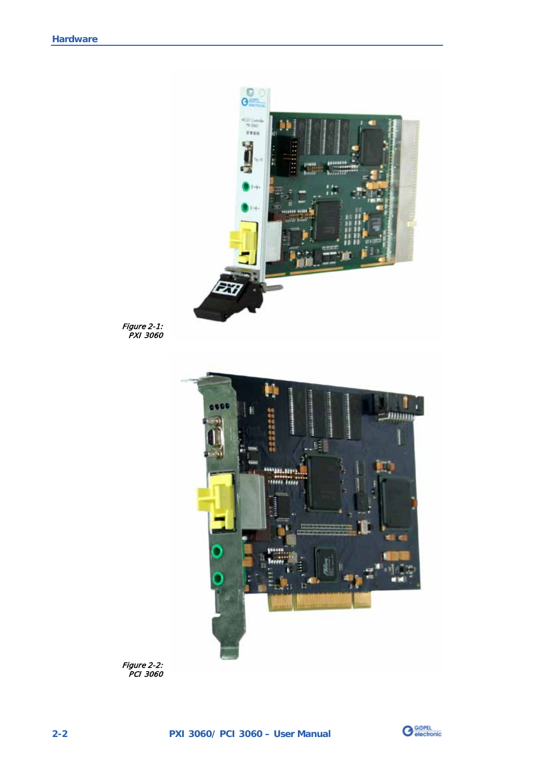*Figure 2-1:*
*PXI 3060*

*Figure 2-2:*
*PCI 3060*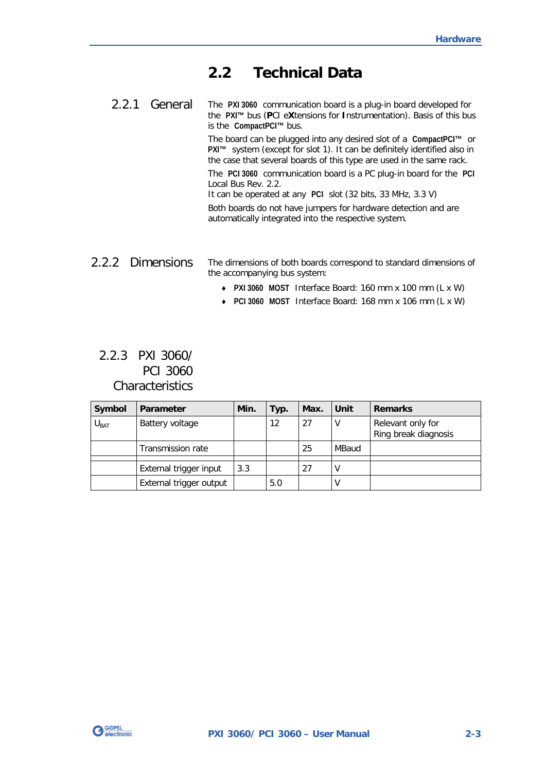## 2.2 Technical Data

### 2.2.1 General

The **PXI 3060** communication board is a plug-in board developed for the **PXI™** bus (**P**CI e**X**tensions for **I**nstrumentation). Basis of this bus is the **CompactPCI™** bus.

The board can be plugged into any desired slot of a **CompactPCI™** or **PXI™** system (except for slot 1). It can be definitely identified also in the case that several boards of this type are used in the same rack.

The **PCI 3060** communication board is a PC plug-in board for the **PCI** Local Bus Rev. 2.2.
It can be operated at any **PCI** slot (32 bits, 33 MHz, 3.3 V)

Both boards do not have jumpers for hardware detection and are automatically integrated into the respective system.

### 2.2.2 Dimensions

The dimensions of both boards correspond to standard dimensions of the accompanying bus system:

- **PXI 3060 MOST** Interface Board: 160 mm x 100 mm (L x W)
- **PCI 3060 MOST** Interface Board: 168 mm x 106 mm (L x W)

### 2.2.3 PXI 3060/ PCI 3060 Characteristics

| Symbol | Parameter | Min. | Typ. | Max. | Unit | Remarks |
|---|---|---|---|---|---|---|
| $U_{BAT}$ | Battery voltage | | 12 | 27 | V | Relevant only for Ring break diagnosis |
| | Transmission rate | | | 25 | MBaud | |
| | | | | | | |
| | External trigger input | 3.3 | | 27 | V | |
| | External trigger output | | 5.0 | | V | |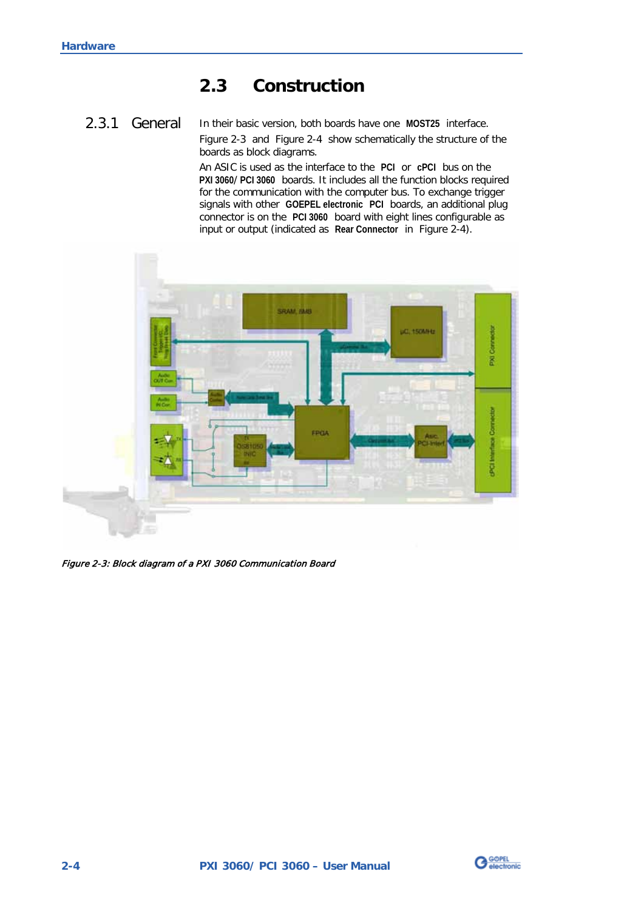## 2.3 Construction

### 2.3.1 General

In their basic version, both boards have one **MOST25** interface.

Figure 2-3 and Figure 2-4 show schematically the structure of the boards as block diagrams.

An ASIC is used as the interface to the **PCI** or **cPCI** bus on the **PXI 3060/ PCI 3060** boards. It includes all the function blocks required for the communication with the computer bus. To exchange trigger signals with other **GOEPEL electronic PCI** boards, an additional plug connector is on the **PCI 3060** board with eight lines configurable as input or output (indicated as **Rear Connector** in Figure 2-4).

*Figure 2-3: Block diagram of a PXI 3060 Communication Board*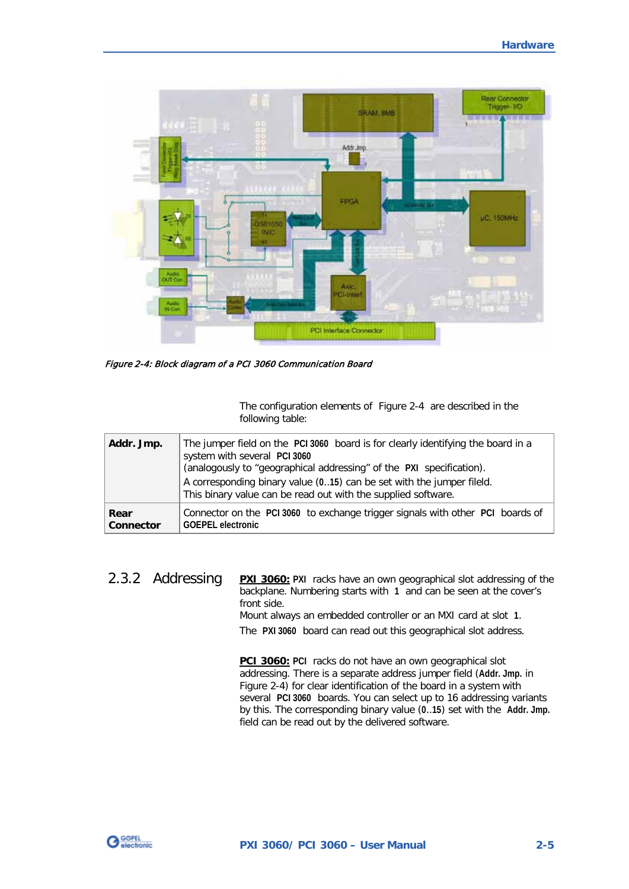*Figure 2-4: Block diagram of a PCI 3060 Communication Board*

The configuration elements of Figure 2-4 are described in the following table:

| **Addr. Jmp.** | The jumper field on the **PCI 3060** board is for clearly identifying the board in a system with several **PCI 3060** (analogously to "geographical addressing" of the **PXI** specification). A corresponding binary value (**0**..**15**) can be set with the jumper fileld. This binary value can be read out with the supplied software. |
|---|---|
| **Rear Connector** | Connector on the **PCI 3060** to exchange trigger signals with other **PCI** boards of **GOEPEL electronic** |

## 2.3.2 Addressing

**PXI 3060:** **PXI** racks have an own geographical slot addressing of the backplane. Numbering starts with **1** and can be seen at the cover's front side.
Mount always an embedded controller or an MXI card at slot **1**.
The **PXI 3060** board can read out this geographical slot address.

**PCI 3060:** **PCI** racks do not have an own geographical slot addressing. There is a separate address jumper field (**Addr. Jmp.** in Figure 2-4) for clear identification of the board in a system with several **PCI 3060** boards. You can select up to 16 addressing variants by this. The corresponding binary value (**0**..**15**) set with the **Addr. Jmp.** field can be read out by the delivered software.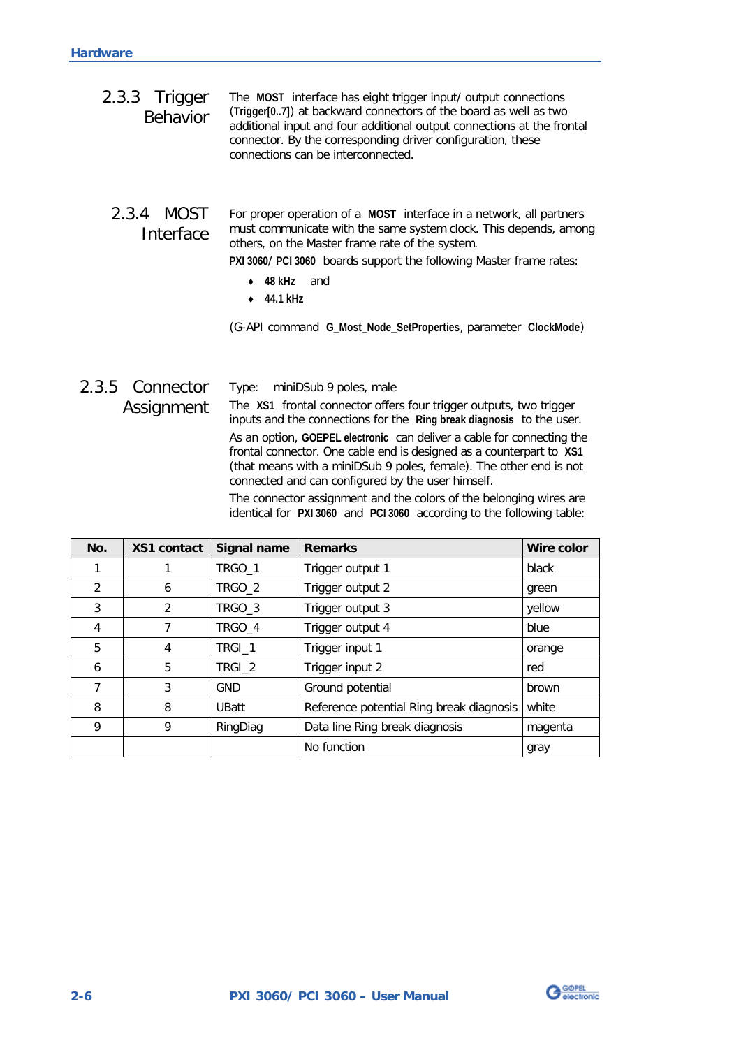### 2.3.3 Trigger Behavior

The **MOST** interface has eight trigger input/ output connections (**Trigger[0..7]**) at backward connectors of the board as well as two additional input and four additional output connections at the frontal connector. By the corresponding driver configuration, these connections can be interconnected.

### 2.3.4 MOST Interface

For proper operation of a **MOST** interface in a network, all partners must communicate with the same system clock. This depends, among others, on the Master frame rate of the system.

**PXI 3060**/ **PCI 3060** boards support the following Master frame rates:

- **48 kHz** and
- **44.1 kHz**

(G-API command **G_Most_Node_SetProperties**, parameter **ClockMode**)

### 2.3.5 Connector Assignment

Type: miniDSub 9 poles, male

The **XS1** frontal connector offers four trigger outputs, two trigger inputs and the connections for the **Ring break diagnosis** to the user.

As an option, **GOEPEL electronic** can deliver a cable for connecting the frontal connector. One cable end is designed as a counterpart to **XS1** (that means with a miniDSub 9 poles, female). The other end is not connected and can configured by the user himself.

The connector assignment and the colors of the belonging wires are identical for **PXI 3060** and **PCI 3060** according to the following table:

| No. | XS1 contact | Signal name | Remarks | Wire color |
|---|---|---|---|---|
| 1 | 1 | TRGO_1 | Trigger output 1 | black |
| 2 | 6 | TRGO_2 | Trigger output 2 | green |
| 3 | 2 | TRGO_3 | Trigger output 3 | yellow |
| 4 | 7 | TRGO_4 | Trigger output 4 | blue |
| 5 | 4 | TRGI_1 | Trigger input 1 | orange |
| 6 | 5 | TRGI_2 | Trigger input 2 | red |
| 7 | 3 | GND | Ground potential | brown |
| 8 | 8 | UBatt | Reference potential Ring break diagnosis | white |
| 9 | 9 | RingDiag | Data line Ring break diagnosis | magenta |
| | | | No function | gray |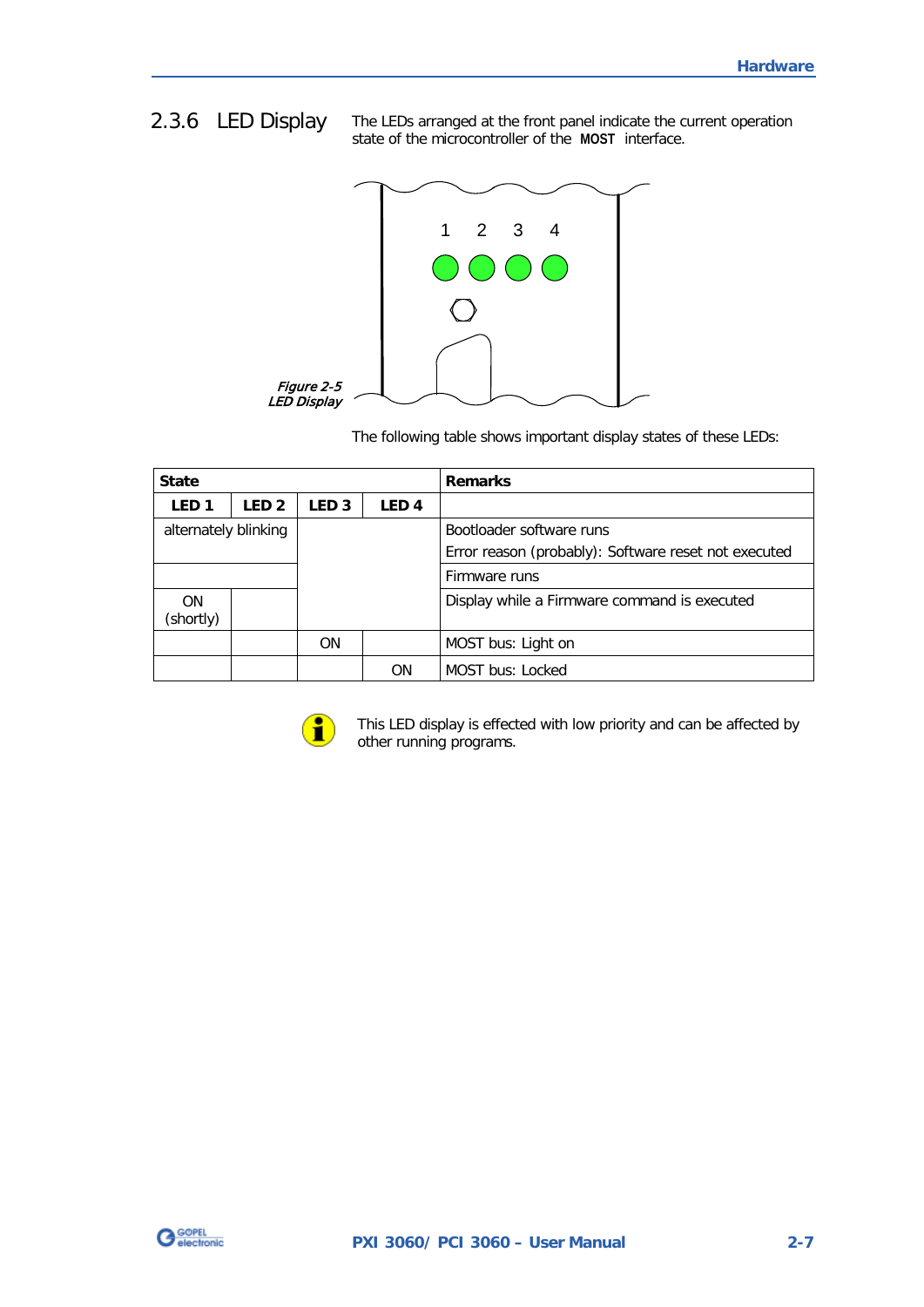## 2.3.6 LED Display

The LEDs arranged at the front panel indicate the current operation state of the microcontroller of the **MOST** interface.

*Figure 2-5*
*LED Display*

The following table shows important display states of these LEDs:

| State | | | | Remarks |
|---|---|---|---|---|
| **LED 1** | **LED 2** | **LED 3** | **LED 4** | |
| alternately blinking | | | | Bootloader software runs<br>Error reason (probably): Software reset not executed |
| | | | | Firmware runs |
| ON (shortly) | | | | Display while a Firmware command is executed |
| | | ON | | MOST bus: Light on |
| | | | ON | MOST bus: Locked |

This LED display is effected with low priority and can be affected by other running programs.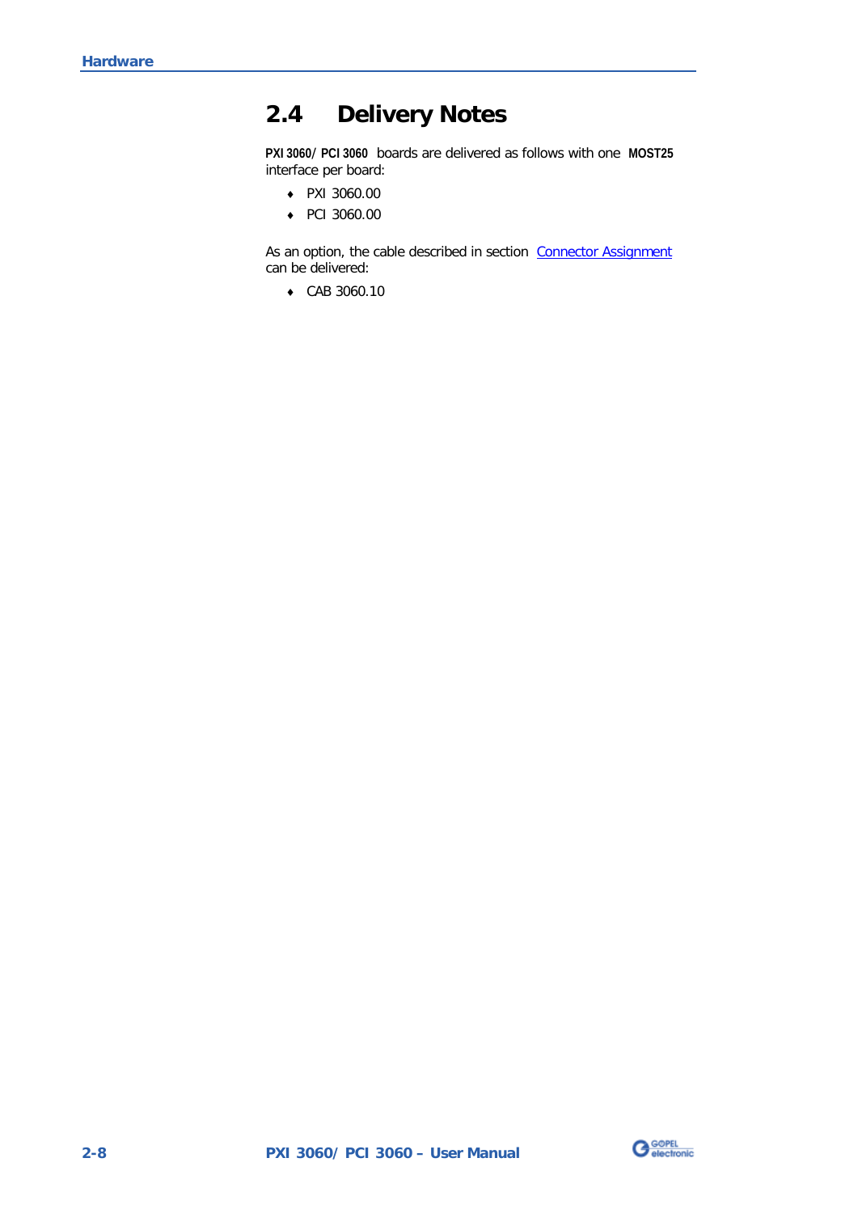## 2.4 Delivery Notes

**PXI 3060**/ **PCI 3060** boards are delivered as follows with one **MOST25** interface per board:

- PXI 3060.00
- PCI 3060.00

As an option, the cable described in section Connector Assignment can be delivered:

- CAB 3060.10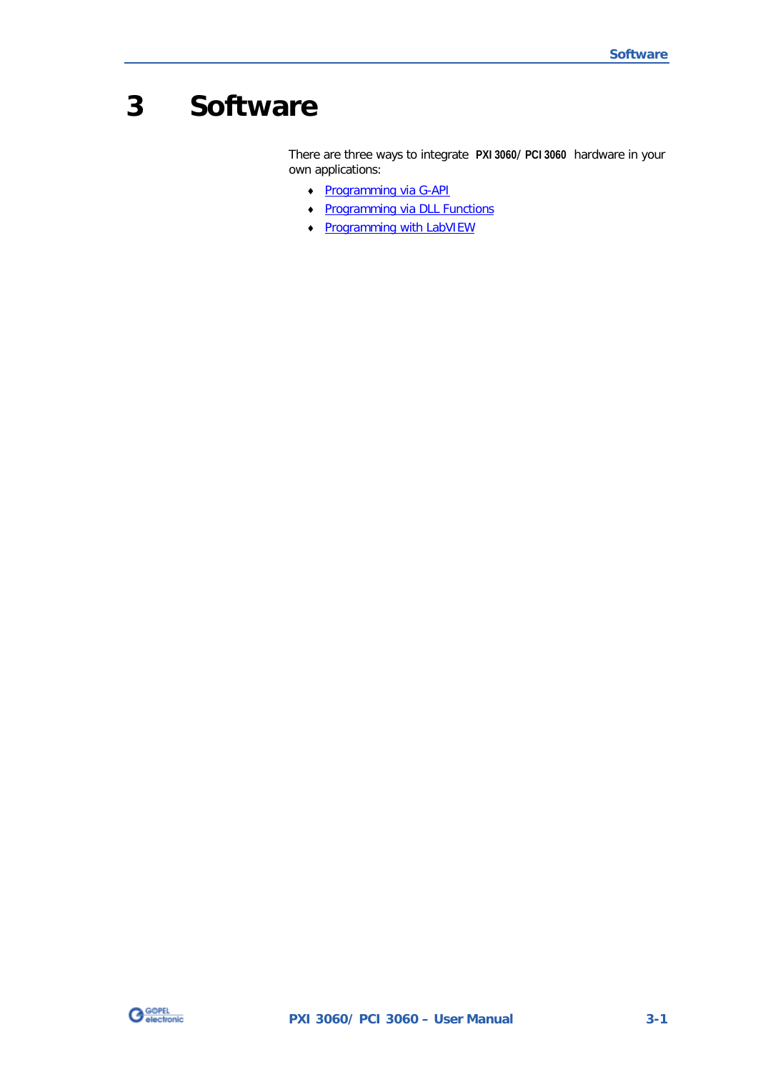# 3 Software

There are three ways to integrate **PXI 3060/ PCI 3060** hardware in your own applications:

- Programming via G-API
- Programming via DLL Functions
- Programming with LabVIEW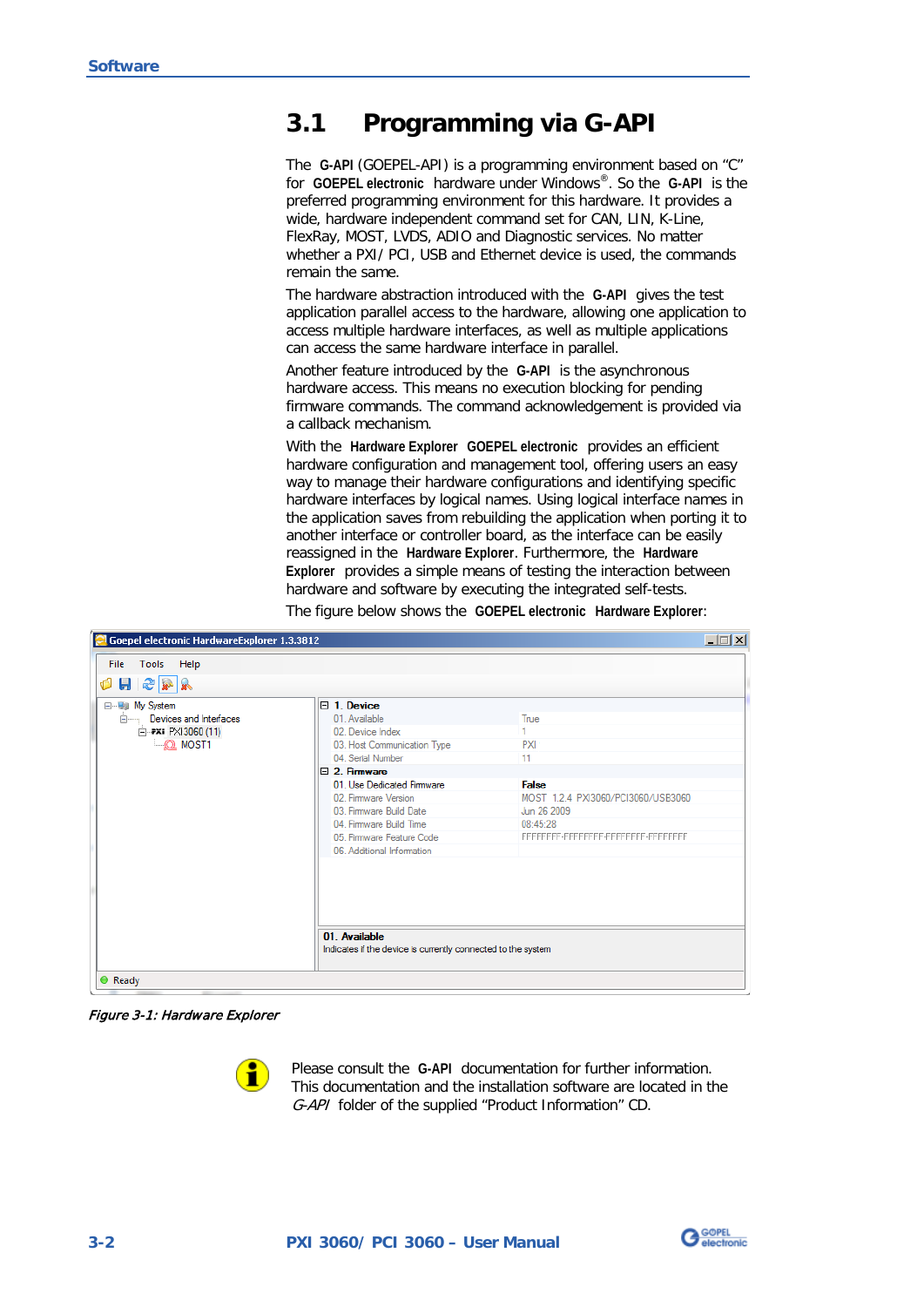## 3.1 Programming via G-API

The **G-API** (GOEPEL-API) is a programming environment based on "C" for **GOEPEL electronic** hardware under Windows®. So the **G-API** is the preferred programming environment for this hardware. It provides a wide, hardware independent command set for CAN, LIN, K-Line, FlexRay, MOST, LVDS, ADIO and Diagnostic services. No matter whether a PXI/ PCI, USB and Ethernet device is used, the commands remain the same.

The hardware abstraction introduced with the **G-API** gives the test application parallel access to the hardware, allowing one application to access multiple hardware interfaces, as well as multiple applications can access the same hardware interface in parallel.

Another feature introduced by the **G-API** is the asynchronous hardware access. This means no execution blocking for pending firmware commands. The command acknowledgement is provided via a callback mechanism.

With the **Hardware Explorer GOEPEL electronic** provides an efficient hardware configuration and management tool, offering users an easy way to manage their hardware configurations and identifying specific hardware interfaces by logical names. Using logical interface names in the application saves from rebuilding the application when porting it to another interface or controller board, as the interface can be easily reassigned in the **Hardware Explorer**. Furthermore, the **Hardware Explorer** provides a simple means of testing the interaction between hardware and software by executing the integrated self-tests.

The figure below shows the **GOEPEL electronic Hardware Explorer**:

*Figure 3-1: Hardware Explorer*

Please consult the **G-API** documentation for further information. This documentation and the installation software are located in the *G-API* folder of the supplied "Product Information" CD.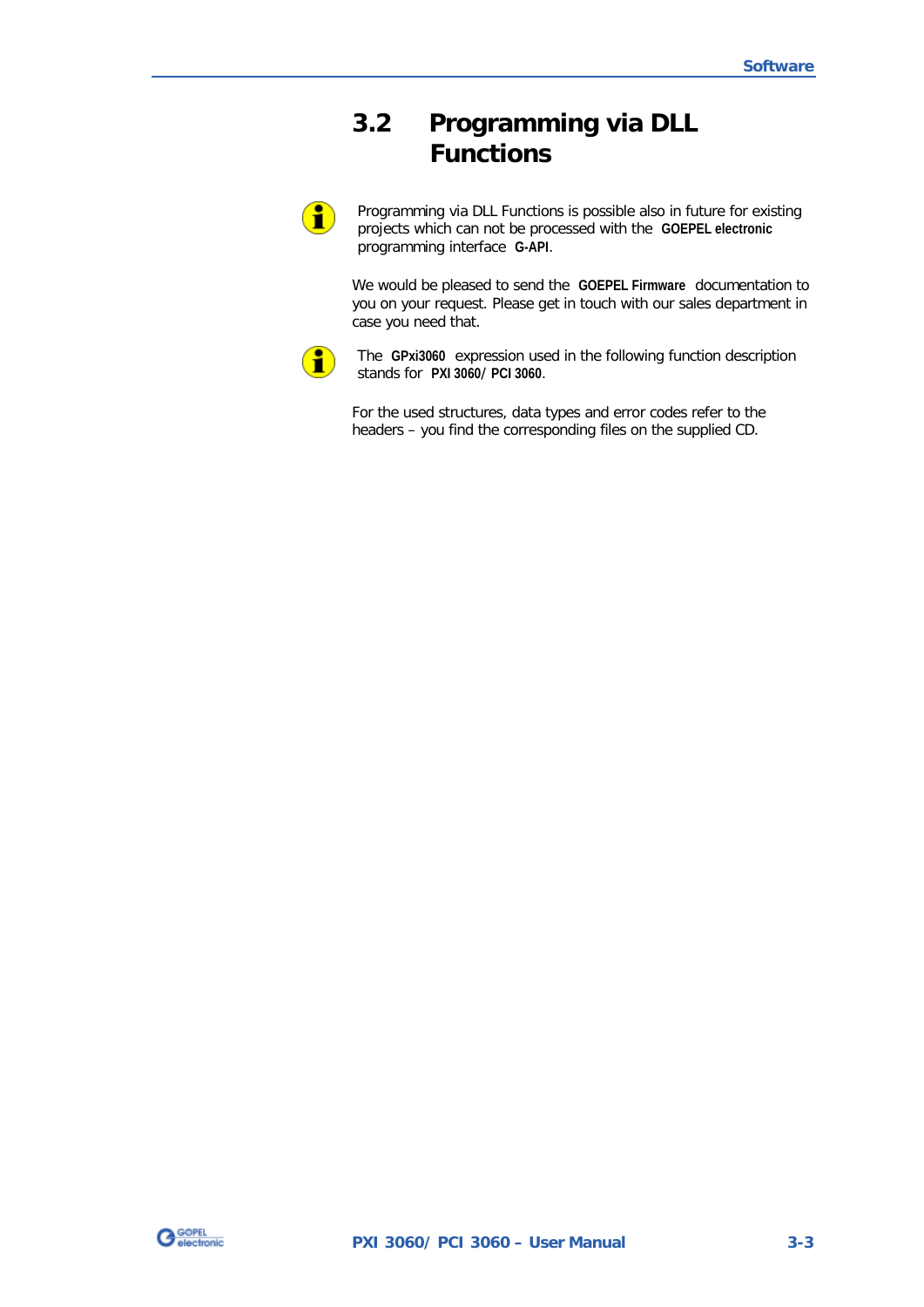## 3.2 Programming via DLL Functions

Programming via DLL Functions is possible also in future for existing projects which can not be processed with the **GOEPEL electronic** programming interface **G-API**.

We would be pleased to send the **GOEPEL Firmware** documentation to you on your request. Please get in touch with our sales department in case you need that.

The **GPxi3060** expression used in the following function description stands for **PXI 3060**/ **PCI 3060**.

For the used structures, data types and error codes refer to the headers – you find the corresponding files on the supplied CD.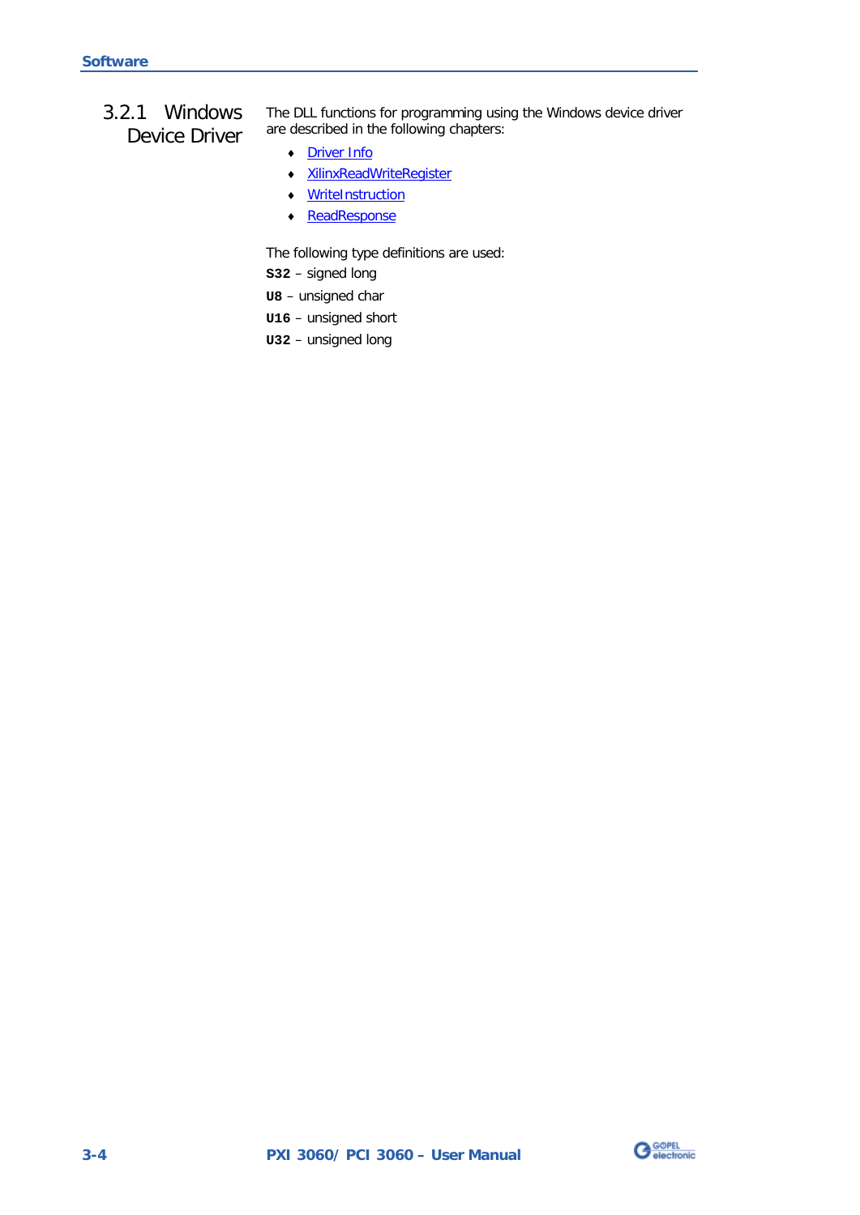### 3.2.1 Windows Device Driver

The DLL functions for programming using the Windows device driver are described in the following chapters:

- Driver Info
- XilinxReadWriteRegister
- WriteInstruction
- ReadResponse

The following type definitions are used:

**S32** – signed long

**U8** – unsigned char

**U16** – unsigned short

**U32** – unsigned long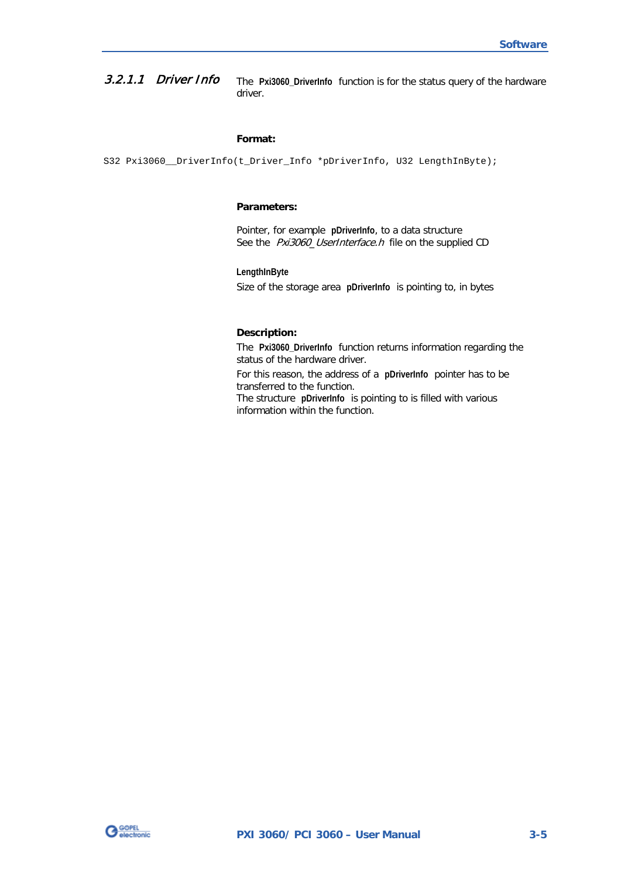### 3.2.1.1 *Driver Info*

The **Pxi3060_DriverInfo** function is for the status query of the hardware driver.

**Format:**

```
S32 Pxi3060__DriverInfo(t_Driver_Info *pDriverInfo, U32 LengthInByte);
```

**Parameters:**

Pointer, for example **pDriverInfo**, to a data structure
See the *Pxi3060_UserInterface.h* file on the supplied CD

**LengthInByte**
Size of the storage area **pDriverInfo** is pointing to, in bytes

**Description:**

The **Pxi3060_DriverInfo** function returns information regarding the status of the hardware driver.

For this reason, the address of a **pDriverInfo** pointer has to be transferred to the function.
The structure **pDriverInfo** is pointing to is filled with various information within the function.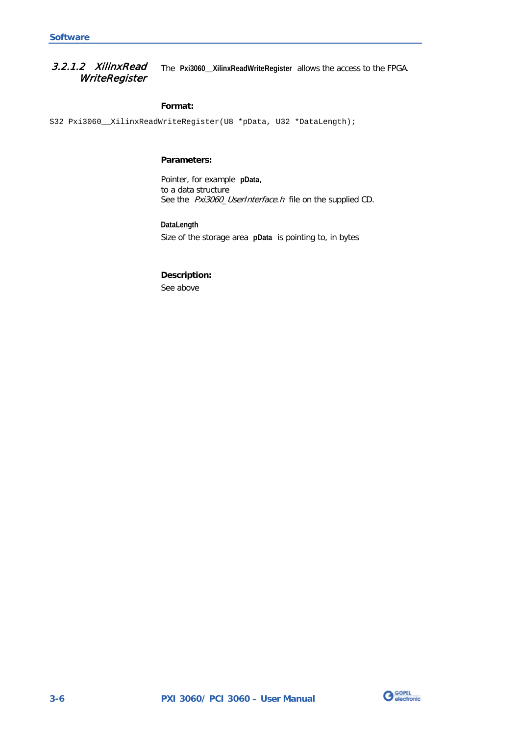### 3.2.1.2 *XilinxRead WriteRegister*

The **Pxi3060__XilinxReadWriteRegister** allows the access to the FPGA.

**Format:**

```
S32 Pxi3060__XilinxReadWriteRegister(U8 *pData, U32 *DataLength);
```

**Parameters:**

Pointer, for example **pData**,
to a data structure
See the *Pxi3060_UserInterface.h* file on the supplied CD.

**DataLength**

Size of the storage area **pData** is pointing to, in bytes

**Description:**

See above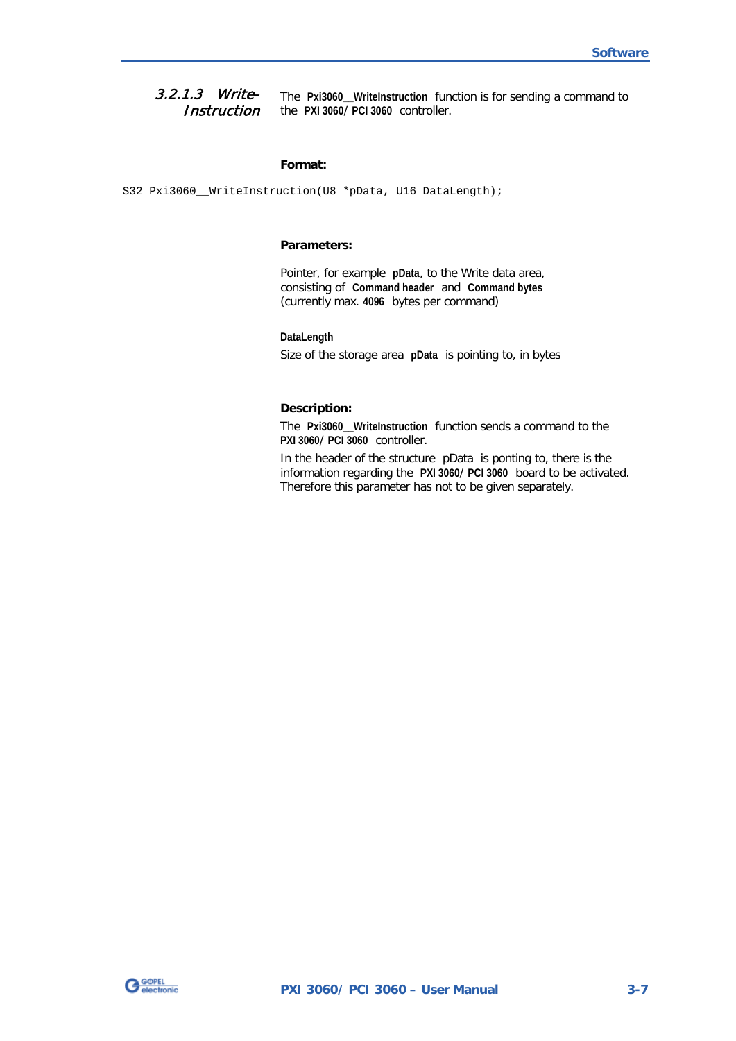### 3.2.1.3 Write-Instruction

The **Pxi3060__WriteInstruction** function is for sending a command to the **PXI 3060/ PCI 3060** controller.

**Format:**

```
S32 Pxi3060__WriteInstruction(U8 *pData, U16 DataLength);
```

**Parameters:**

Pointer, for example **pData**, to the Write data area, consisting of **Command header** and **Command bytes** (currently max. **4096** bytes per command)

**DataLength**

Size of the storage area **pData** is pointing to, in bytes

**Description:**

The **Pxi3060__WriteInstruction** function sends a command to the **PXI 3060/ PCI 3060** controller.

In the header of the structure pData is ponting to, there is the information regarding the **PXI 3060/ PCI 3060** board to be activated. Therefore this parameter has not to be given separately.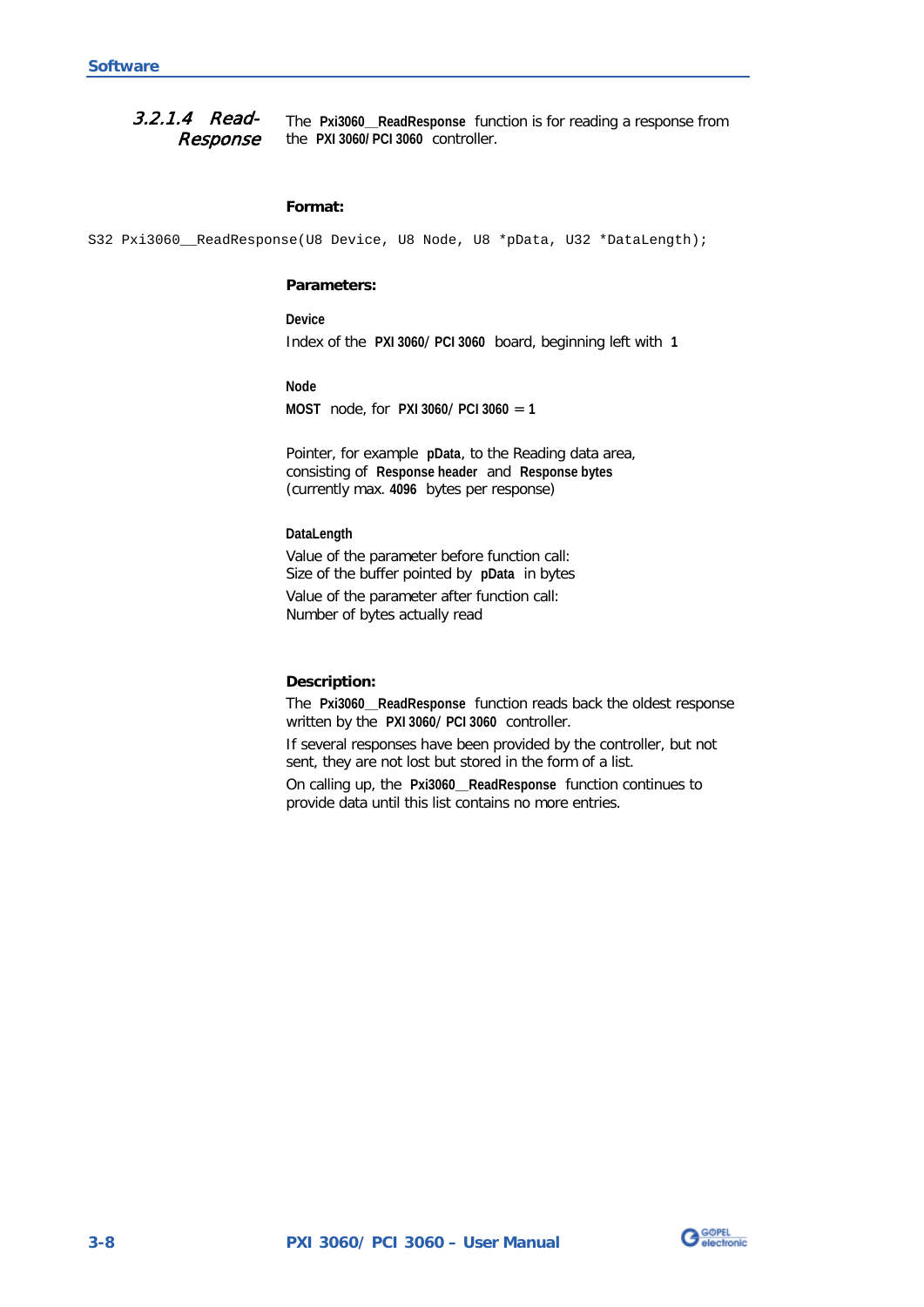#### 3.2.1.4 Read-Response

The **Pxi3060__ReadResponse** function is for reading a response from the **PXI 3060/ PCI 3060** controller.

**Format:**

```
S32 Pxi3060__ReadResponse(U8 Device, U8 Node, U8 *pData, U32 *DataLength);
```

**Parameters:**

**Device**

Index of the **PXI 3060/ PCI 3060** board, beginning left with **1**

**Node**

**MOST** node, for **PXI 3060/ PCI 3060** = **1**

Pointer, for example **pData**, to the Reading data area, consisting of **Response header** and **Response bytes** (currently max. **4096** bytes per response)

**DataLength**

Value of the parameter before function call:
Size of the buffer pointed by **pData** in bytes

Value of the parameter after function call:
Number of bytes actually read

**Description:**

The **Pxi3060__ReadResponse** function reads back the oldest response written by the **PXI 3060/ PCI 3060** controller.

If several responses have been provided by the controller, but not sent, they are not lost but stored in the form of a list.

On calling up, the **Pxi3060__ReadResponse** function continues to provide data until this list contains no more entries.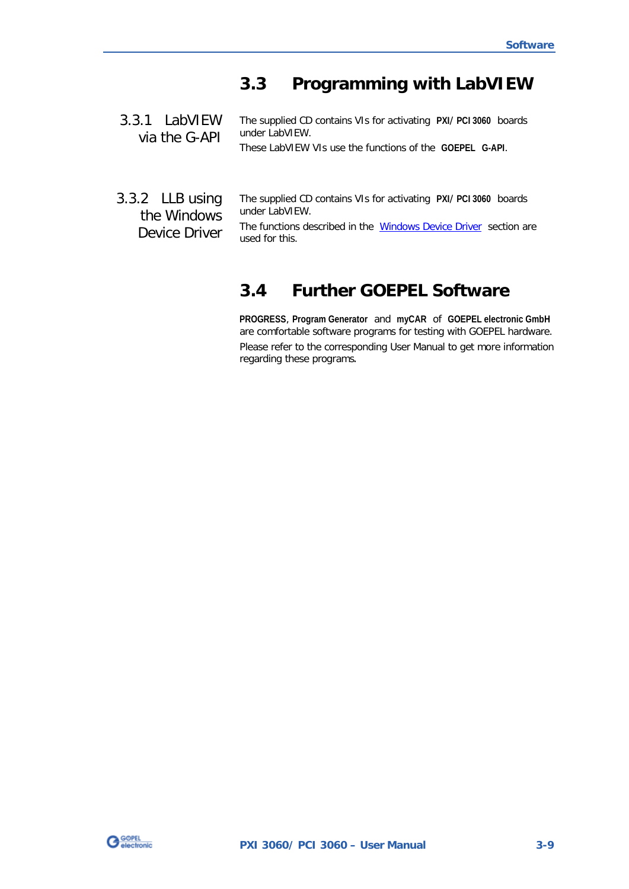## 3.3 Programming with LabVIEW

### 3.3.1 LabVIEW via the G-API

The supplied CD contains VIs for activating **PXI/ PCI 3060** boards under LabVIEW.

These LabVIEW VIs use the functions of the **GOEPEL G-API**.

### 3.3.2 LLB using the Windows Device Driver

The supplied CD contains VIs for activating **PXI/ PCI 3060** boards under LabVIEW.

The functions described in the Windows Device Driver section are used for this.

## 3.4 Further GOEPEL Software

**PROGRESS**, **Program Generator** and **myCAR** of **GOEPEL electronic GmbH** are comfortable software programs for testing with GOEPEL hardware.

Please refer to the corresponding User Manual to get more information regarding these programs.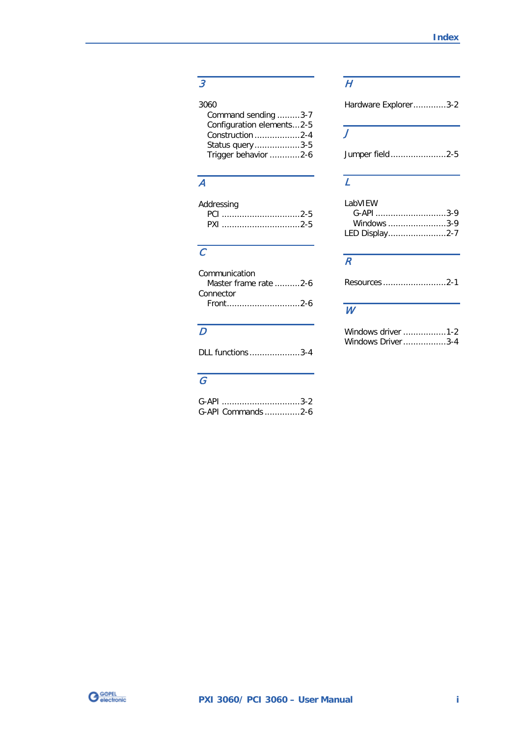# Index

## 3

3060
- Command sending .........3-7
- Configuration elements...2-5
- Construction ..................2-4
- Status query..................3-5
- Trigger behavior ............2-6

## A

Addressing
- PCI ...............................2-5
- PXI ...............................2-5

## C

Communication
- Master frame rate ..........2-6

Connector
- Front.............................2-6

## D

DLL functions ....................3-4

## G

G-API ...............................3-2
G-API Commands .............2-6

## H

Hardware Explorer.............3-2

## J

Jumper field......................2-5

## L

LabVIEW
- G-API ............................3-9
- Windows .......................3-9

LED Display.......................2-7

## R

Resources .........................2-1

## W

Windows driver .................1-2
Windows Driver.................3-4